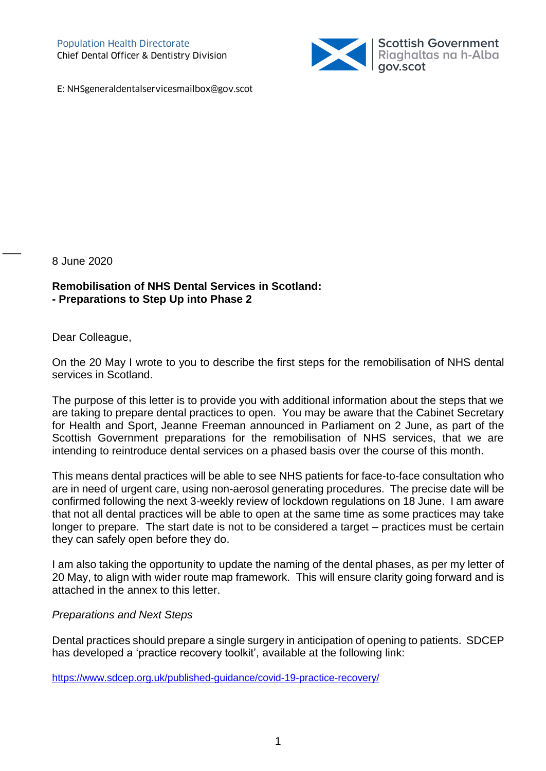Population Health Directorate
Chief Dental Officer & Dentistry Division

Scottish Government
Riaghaltas na h-Alba
gov.scot

E: NHSgeneraldentalservicesmailbox@gov.scot

8 June 2020

**Remobilisation of NHS Dental Services in Scotland:**
**- Preparations to Step Up into Phase 2**

Dear Colleague,

On the 20 May I wrote to you to describe the first steps for the remobilisation of NHS dental services in Scotland.

The purpose of this letter is to provide you with additional information about the steps that we are taking to prepare dental practices to open. You may be aware that the Cabinet Secretary for Health and Sport, Jeanne Freeman announced in Parliament on 2 June, as part of the Scottish Government preparations for the remobilisation of NHS services, that we are intending to reintroduce dental services on a phased basis over the course of this month.

This means dental practices will be able to see NHS patients for face-to-face consultation who are in need of urgent care, using non-aerosol generating procedures. The precise date will be confirmed following the next 3-weekly review of lockdown regulations on 18 June. I am aware that not all dental practices will be able to open at the same time as some practices may take longer to prepare. The start date is not to be considered a target – practices must be certain they can safely open before they do.

I am also taking the opportunity to update the naming of the dental phases, as per my letter of 20 May, to align with wider route map framework. This will ensure clarity going forward and is attached in the annex to this letter.

*Preparations and Next Steps*

Dental practices should prepare a single surgery in anticipation of opening to patients. SDCEP has developed a 'practice recovery toolkit', available at the following link:

https://www.sdcep.org.uk/published-guidance/covid-19-practice-recovery/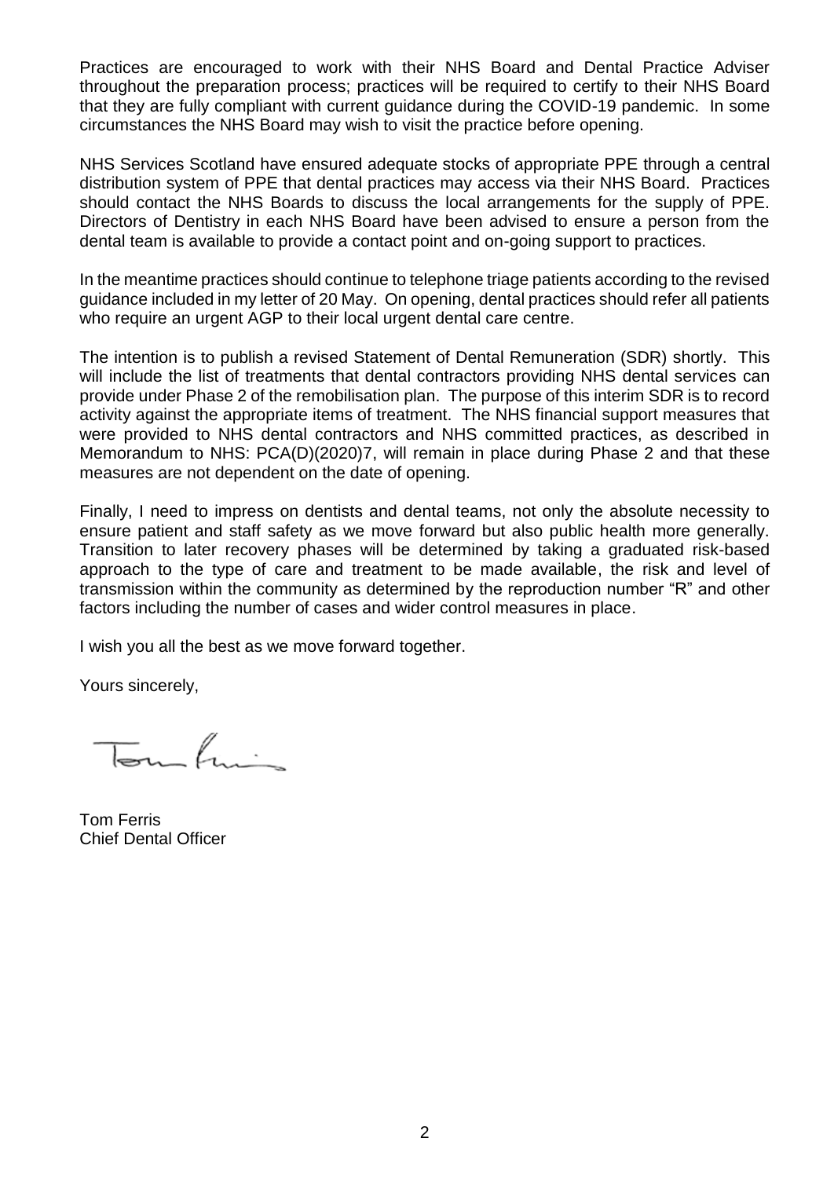Practices are encouraged to work with their NHS Board and Dental Practice Adviser throughout the preparation process; practices will be required to certify to their NHS Board that they are fully compliant with current guidance during the COVID-19 pandemic. In some circumstances the NHS Board may wish to visit the practice before opening.

NHS Services Scotland have ensured adequate stocks of appropriate PPE through a central distribution system of PPE that dental practices may access via their NHS Board. Practices should contact the NHS Boards to discuss the local arrangements for the supply of PPE. Directors of Dentistry in each NHS Board have been advised to ensure a person from the dental team is available to provide a contact point and on-going support to practices.

In the meantime practices should continue to telephone triage patients according to the revised guidance included in my letter of 20 May. On opening, dental practices should refer all patients who require an urgent AGP to their local urgent dental care centre.

The intention is to publish a revised Statement of Dental Remuneration (SDR) shortly. This will include the list of treatments that dental contractors providing NHS dental services can provide under Phase 2 of the remobilisation plan. The purpose of this interim SDR is to record activity against the appropriate items of treatment. The NHS financial support measures that were provided to NHS dental contractors and NHS committed practices, as described in Memorandum to NHS: PCA(D)(2020)7, will remain in place during Phase 2 and that these measures are not dependent on the date of opening.

Finally, I need to impress on dentists and dental teams, not only the absolute necessity to ensure patient and staff safety as we move forward but also public health more generally. Transition to later recovery phases will be determined by taking a graduated risk-based approach to the type of care and treatment to be made available, the risk and level of transmission within the community as determined by the reproduction number "R" and other factors including the number of cases and wider control measures in place.

I wish you all the best as we move forward together.

Yours sincerely,

Tom Ferris
Chief Dental Officer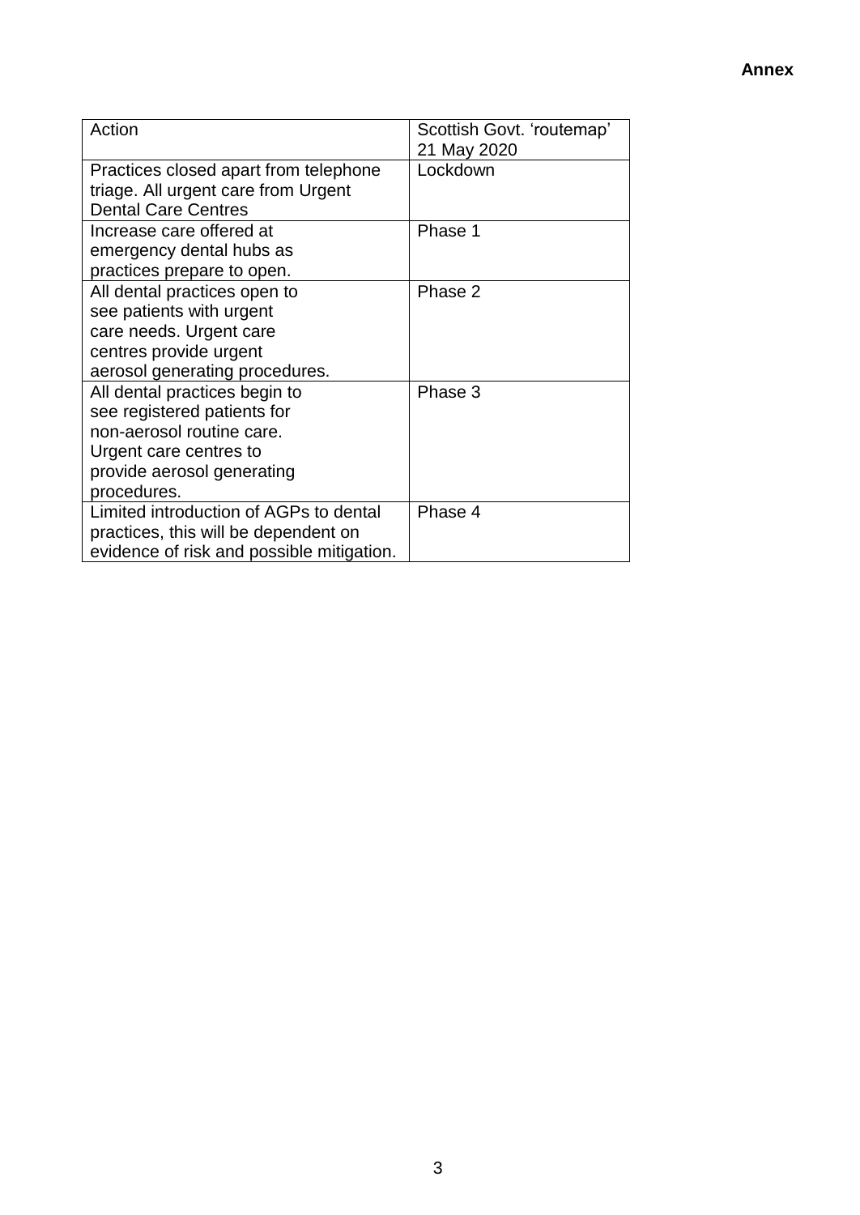**Annex**

| Action | Scottish Govt. 'routemap' 21 May 2020 |
|---|---|
| Practices closed apart from telephone triage. All urgent care from Urgent Dental Care Centres | Lockdown |
| Increase care offered at emergency dental hubs as practices prepare to open. | Phase 1 |
| All dental practices open to see patients with urgent care needs. Urgent care centres provide urgent aerosol generating procedures. | Phase 2 |
| All dental practices begin to see registered patients for non-aerosol routine care. Urgent care centres to provide aerosol generating procedures. | Phase 3 |
| Limited introduction of AGPs to dental practices, this will be dependent on evidence of risk and possible mitigation. | Phase 4 |